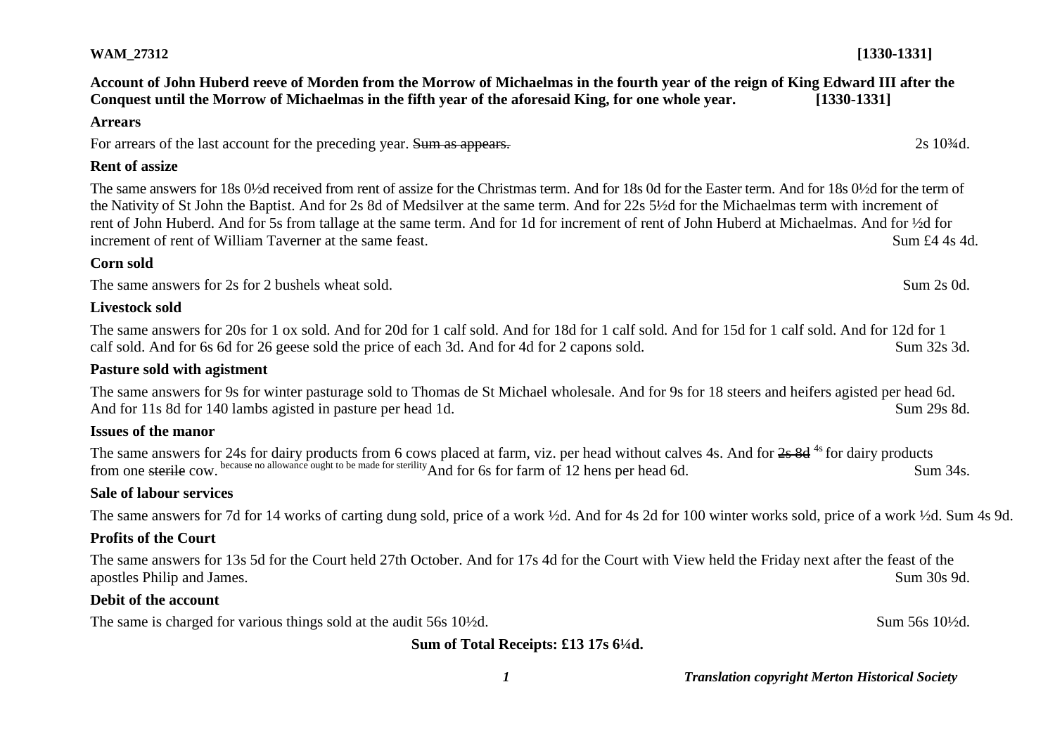**WAM_27312** **[1330-1331]**

**Account of John Huberd reeve of Morden from the Morrow of Michaelmas in the fourth year of the reign of King Edward III after the Conquest until the Morrow of Michaelmas in the fifth year of the aforesaid King, for one whole year. [1330-1331]**

**Arrears**

For arrears of the last account for the preceding year. ~~Sum as appears.~~ 2s 10¾d.

**Rent of assize**

The same answers for 18s 0½d received from rent of assize for the Christmas term. And for 18s 0d for the Easter term. And for 18s 0½d for the term of the Nativity of St John the Baptist. And for 2s 8d of Medsilver at the same term. And for 22s 5½d for the Michaelmas term with increment of rent of John Huberd. And for 5s from tallage at the same term. And for 1d for increment of rent of John Huberd at Michaelmas. And for ½d for increment of rent of William Taverner at the same feast. Sum £4 4s 4d.

**Corn sold**

The same answers for 2s for 2 bushels wheat sold. Sum 2s 0d.

**Livestock sold**

The same answers for 20s for 1 ox sold. And for 20d for 1 calf sold. And for 18d for 1 calf sold. And for 15d for 1 calf sold. And for 12d for 1 calf sold. And for 6s 6d for 26 geese sold the price of each 3d. And for 4d for 2 capons sold. Sum 32s 3d.

**Pasture sold with agistment**

The same answers for 9s for winter pasturage sold to Thomas de St Michael wholesale. And for 9s for 18 steers and heifers agisted per head 6d. And for 11s 8d for 140 lambs agisted in pasture per head 1d. Sum 29s 8d.

**Issues of the manor**

The same answers for 24s for dairy products from 6 cows placed at farm, viz. per head without calves 4s. And for ~~2s 8d~~ [4s] for dairy products from one ~~sterile~~ cow. [because no allowance ought to be made for sterility] And for 6s for farm of 12 hens per head 6d. Sum 34s.

**Sale of labour services**

The same answers for 7d for 14 works of carting dung sold, price of a work ½d. And for 4s 2d for 100 winter works sold, price of a work ½d. Sum 4s 9d.

**Profits of the Court**

The same answers for 13s 5d for the Court held 27th October. And for 17s 4d for the Court with View held the Friday next after the feast of the apostles Philip and James. Sum 30s 9d.

**Debit of the account**

The same is charged for various things sold at the audit 56s 10½d. Sum 56s 10½d.

**Sum of Total Receipts: £13 17s 6¼d.**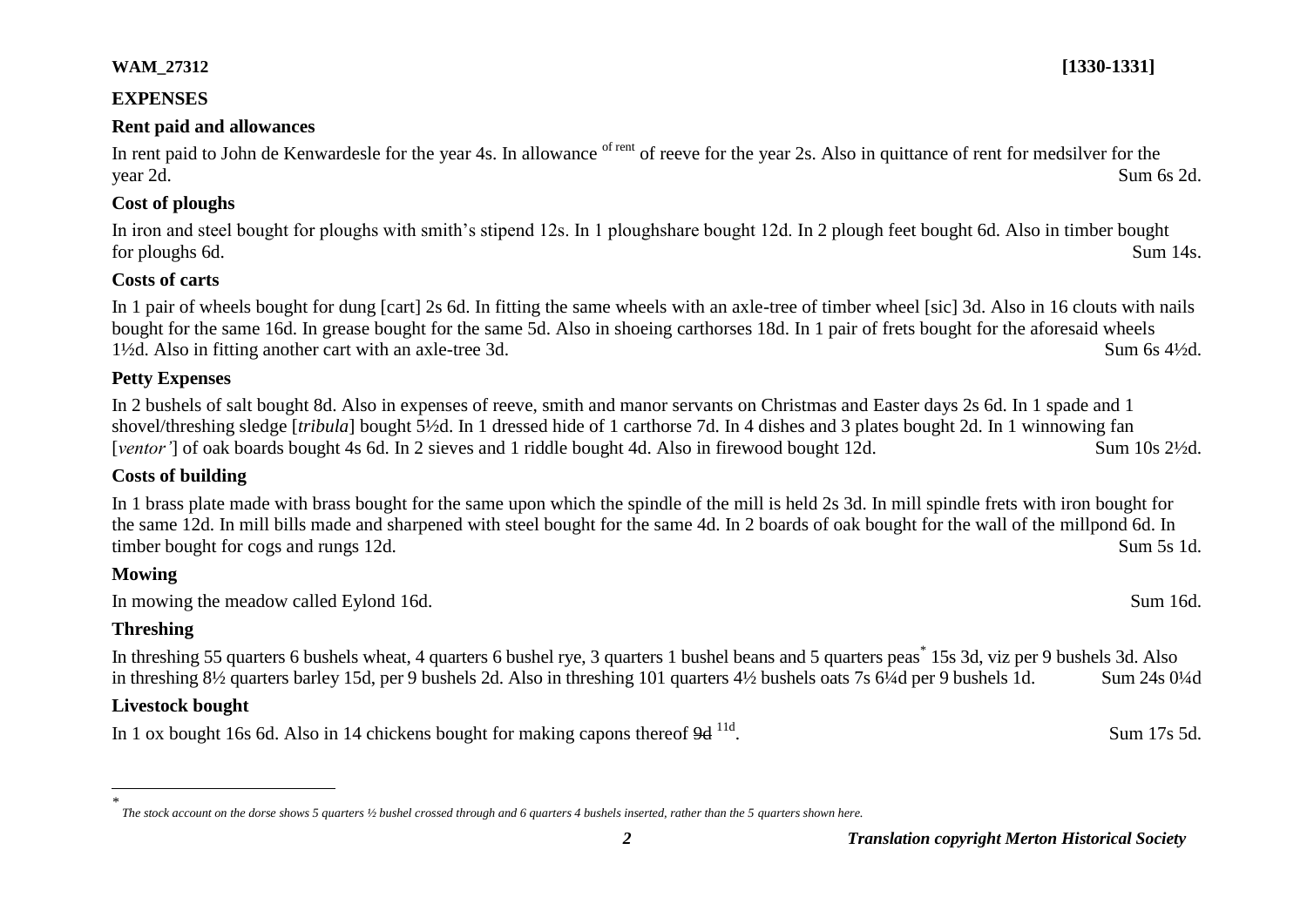**WAM_27312** **[1330-1331]**

## EXPENSES

### Rent paid and allowances

In rent paid to John de Kenwardesle for the year 4s. In allowance [of rent] of reeve for the year 2s. Also in quittance of rent for medsilver for the year 2d. Sum 6s 2d.

### Cost of ploughs

In iron and steel bought for ploughs with smith's stipend 12s. In 1 ploughshare bought 12d. In 2 plough feet bought 6d. Also in timber bought for ploughs 6d. Sum 14s.

### Costs of carts

In 1 pair of wheels bought for dung [cart] 2s 6d. In fitting the same wheels with an axle-tree of timber wheel [sic] 3d. Also in 16 clouts with nails bought for the same 16d. In grease bought for the same 5d. Also in shoeing carthorses 18d. In 1 pair of frets bought for the aforesaid wheels 1½d. Also in fitting another cart with an axle-tree 3d. Sum 6s 4½d.

### Petty Expenses

In 2 bushels of salt bought 8d. Also in expenses of reeve, smith and manor servants on Christmas and Easter days 2s 6d. In 1 spade and 1 shovel/threshing sledge [*tribula*] bought 5½d. In 1 dressed hide of 1 carthorse 7d. In 4 dishes and 3 plates bought 2d. In 1 winnowing fan [*ventor'*] of oak boards bought 4s 6d. In 2 sieves and 1 riddle bought 4d. Also in firewood bought 12d. Sum 10s 2½d.

### Costs of building

In 1 brass plate made with brass bought for the same upon which the spindle of the mill is held 2s 3d. In mill spindle frets with iron bought for the same 12d. In mill bills made and sharpened with steel bought for the same 4d. In 2 boards of oak bought for the wall of the millpond 6d. In timber bought for cogs and rungs 12d. Sum 5s 1d.

### Mowing

In mowing the meadow called Eylond 16d. Sum 16d.

### Threshing

In threshing 55 quarters 6 bushels wheat, 4 quarters 6 bushel rye, 3 quarters 1 bushel beans and 5 quarters peas[*] 15s 3d, viz per 9 bushels 3d. Also in threshing 8½ quarters barley 15d, per 9 bushels 2d. Also in threshing 101 quarters 4½ bushels oats 7s 6¼d per 9 bushels 1d. Sum 24s 0¼d

### Livestock bought

In 1 ox bought 16s 6d. Also in 14 chickens bought for making capons thereof ~~9d~~ [11d]. Sum 17s 5d.

---

[*] *The stock account on the dorse shows 5 quarters ½ bushel crossed through and 6 quarters 4 bushels inserted, rather than the 5 quarters shown here.*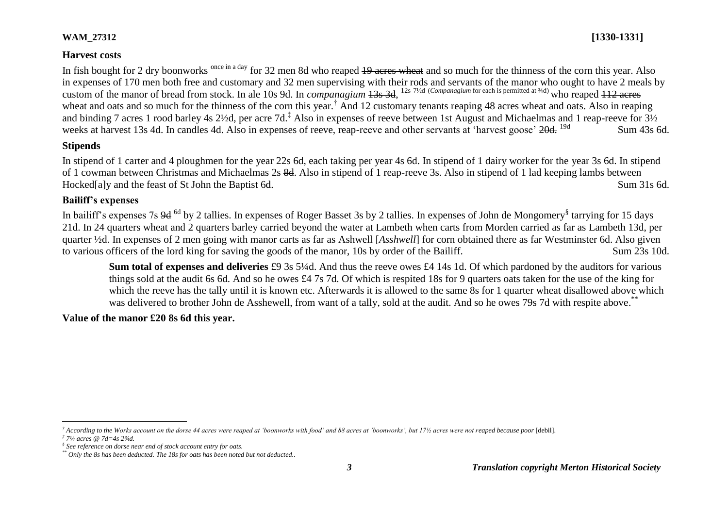**WAM_27312** **[1330-1331]**

### Harvest costs

In fish bought for 2 dry boonworks once in a day for 32 men 8d who reaped ~~19 acres wheat~~ and so much for the thinness of the corn this year. Also in expenses of 170 men both free and customary and 32 men supervising with their rods and servants of the manor who ought to have 2 meals by custom of the manor of bread from stock. In ale 10s 9d. In *companagium* ~~13s 3d~~, 12s 7½d (*Companagium* for each is permitted at ¾d) who reaped ~~112 acres~~ wheat and oats and so much for the thinness of the corn this year.[†] ~~And 12 customary tenants reaping 48 acres wheat and oats~~. Also in reaping and binding 7 acres 1 rood barley 4s 2½d, per acre 7d.[‡] Also in expenses of reeve between 1st August and Michaelmas and 1 reap-reeve for 3½ weeks at harvest 13s 4d. In candles 4d. Also in expenses of reeve, reap-reeve and other servants at 'harvest goose' ~~20d.~~ 19d Sum 43s 6d.

### Stipends

In stipend of 1 carter and 4 ploughmen for the year 22s 6d, each taking per year 4s 6d. In stipend of 1 dairy worker for the year 3s 6d. In stipend of 1 cowman between Christmas and Michaelmas 2s ~~8d~~. Also in stipend of 1 reap-reeve 3s. Also in stipend of 1 lad keeping lambs between Hocked[a]y and the feast of St John the Baptist 6d. Sum 31s 6d.

### Bailiff's expenses

In bailiff's expenses 7s ~~9d~~ 6d by 2 tallies. In expenses of Roger Basset 3s by 2 tallies. In expenses of John de Mongomery[§] tarrying for 15 days 21d. In 24 quarters wheat and 2 quarters barley carried beyond the water at Lambeth when carts from Morden carried as far as Lambeth 13d, per quarter ½d. In expenses of 2 men going with manor carts as far as Ashwell [*Asshwell*] for corn obtained there as far Westminster 6d. Also given to various officers of the lord king for saving the goods of the manor, 10s by order of the Bailiff. Sum 23s 10d.

> **Sum total of expenses and deliveries** £9 3s 5¼d. And thus the reeve owes £4 14s 1d. Of which pardoned by the auditors for various things sold at the audit 6s 6d. And so he owes £4 7s 7d. Of which is respited 18s for 9 quarters oats taken for the use of the king for which the reeve has the tally until it is known etc. Afterwards it is allowed to the same 8s for 1 quarter wheat disallowed above which was delivered to brother John de Asshewell, from want of a tally, sold at the audit. And so he owes 79s 7d with respite above.[**]

**Value of the manor £20 8s 6d this year.**

---

[†] *According to the Works account on the dorse 44 acres were reaped at 'boonworks with food' and 88 acres at 'boonworks', but 17½ acres were not reaped because poor* [debil].

[‡] *7¼ acres @ 7d=4s 2¾d.*

[§] *See reference on dorse near end of stock account entry for oats.*

[**] *Only the 8s has been deducted. The 18s for oats has been noted but not deducted..*

*Translation copyright Merton Historical Society*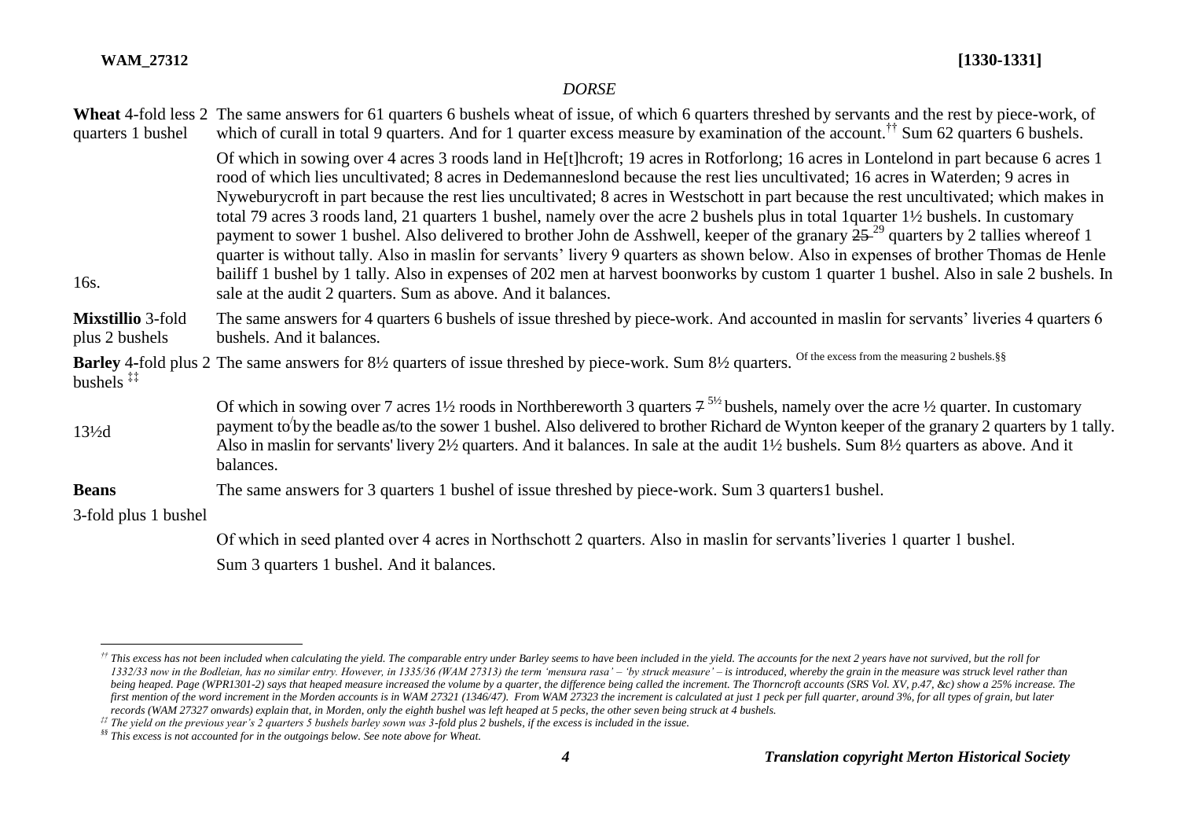*DORSE*

**Wheat** 4-fold less 2 quarters 1 bushel

The same answers for 61 quarters 6 bushels wheat of issue, of which 6 quarters threshed by servants and the rest by piece-work, of which of curall in total 9 quarters. And for 1 quarter excess measure by examination of the account.[††] Sum 62 quarters 6 bushels.

Of which in sowing over 4 acres 3 roods land in He[t]hcroft; 19 acres in Rotforlong; 16 acres in Lontelond in part because 6 acres 1 rood of which lies uncultivated; 8 acres in Dedemanneslond because the rest lies uncultivated; 16 acres in Waterden; 9 acres in Nyweburycroft in part because the rest lies uncultivated; 8 acres in Westschott in part because the rest uncultivated; which makes in total 79 acres 3 roods land, 21 quarters 1 bushel, namely over the acre 2 bushels plus in total 1quarter 1½ bushels. In customary payment to sower 1 bushel. Also delivered to brother John de Asshwell, keeper of the granary ~~25~~ 29 quarters by 2 tallies whereof 1 quarter is without tally. Also in maslin for servants' livery 9 quarters as shown below. Also in expenses of brother Thomas de Henle bailiff 1 bushel by 1 tally. Also in expenses of 202 men at harvest boonworks by custom 1 quarter 1 bushel. Also in sale 2 bushels. In sale at the audit 2 quarters. Sum as above. And it balances.

16s.

**Mixstillio** 3-fold plus 2 bushels

The same answers for 4 quarters 6 bushels of issue threshed by piece-work. And accounted in maslin for servants' liveries 4 quarters 6 bushels. And it balances.

**Barley** 4-fold plus 2 bushels [‡‡]

The same answers for 8½ quarters of issue threshed by piece-work. Sum 8½ quarters. Of the excess from the measuring 2 bushels.[§§]

Of which in sowing over 7 acres 1½ roods in Northbereworth 3 quarters ~~7~~ 5½ bushels, namely over the acre ½ quarter. In customary payment to/by the beadle as/to the sower 1 bushel. Also delivered to brother Richard de Wynton keeper of the granary 2 quarters by 1 tally. Also in maslin for servants' livery 2½ quarters. And it balances. In sale at the audit 1½ bushels. Sum 8½ quarters as above. And it balances.

13½d

**Beans** 3-fold plus 1 bushel

The same answers for 3 quarters 1 bushel of issue threshed by piece-work. Sum 3 quarters1 bushel.

Of which in seed planted over 4 acres in Northschott 2 quarters. Also in maslin for servants'liveries 1 quarter 1 bushel.

Sum 3 quarters 1 bushel. And it balances.

---

[††] *This excess has not been included when calculating the yield. The comparable entry under Barley seems to have been included in the yield. The accounts for the next 2 years have not survived, but the roll for 1332/33 now in the Bodleian, has no similar entry. However, in 1335/36 (WAM 27313) the term 'mensura rasa' – 'by struck measure' – is introduced, whereby the grain in the measure was struck level rather than being heaped. Page (WPR1301-2) says that heaped measure increased the volume by a quarter, the difference being called the increment. The Thorncroft accounts (SRS Vol. XV, p.47, &c) show a 25% increase. The first mention of the word increment in the Morden accounts is in WAM 27321 (1346/47). From WAM 27323 the increment is calculated at just 1 peck per full quarter, around 3%, for all types of grain, but later records (WAM 27327 onwards) explain that, in Morden, only the eighth bushel was left heaped at 5 pecks, the other seven being struck at 4 bushels.*

[‡‡] *The yield on the previous year's 2 quarters 5 bushels barley sown was 3-fold plus 2 bushels, if the excess is included in the issue.*

[§§] *This excess is not accounted for in the outgoings below. See note above for Wheat.*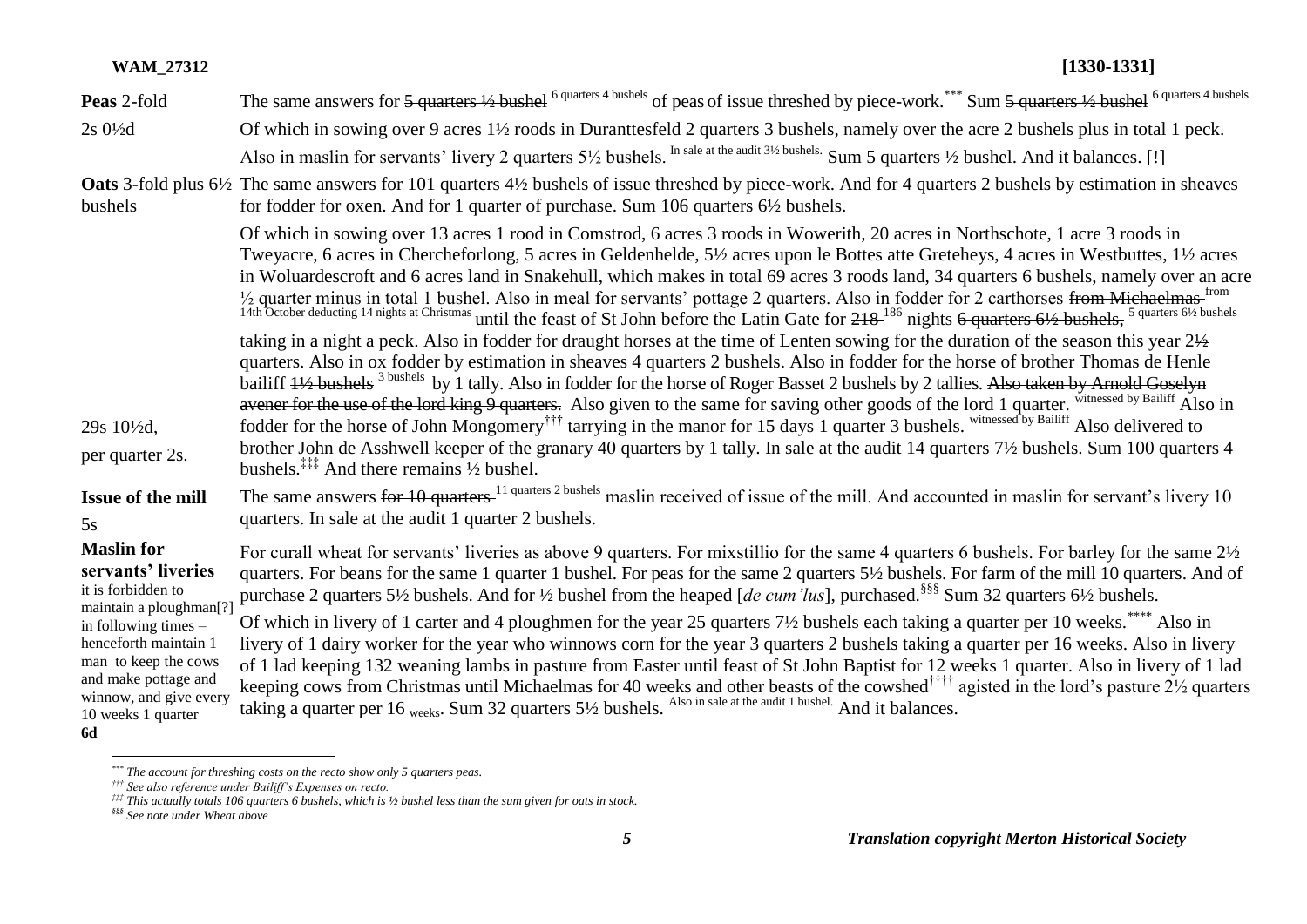| | |
|---|---|
| **Peas** 2-fold | The same answers for ~~5 quarters ½ bushel~~ 6 quarters 4 bushels of peas of issue threshed by piece-work.[***] Sum ~~5 quarters ½ bushel~~ 6 quarters 4 bushels |
| 2s 0½d | Of which in sowing over 9 acres 1½ roods in Duranttesfeld 2 quarters 3 bushels, namely over the acre 2 bushels plus in total 1 peck. |
| | Also in maslin for servants' livery 2 quarters 5½ bushels. In sale at the audit 3½ bushels. Sum 5 quarters ½ bushel. And it balances. [!] |
| **Oats** 3-fold plus 6½ bushels | The same answers for 101 quarters 4½ bushels of issue threshed by piece-work. And for 4 quarters 2 bushels by estimation in sheaves for fodder for oxen. And for 1 quarter of purchase. Sum 106 quarters 6½ bushels. |
| 29s 10½d, per quarter 2s. | Of which in sowing over 13 acres 1 rood in Comstrod, 6 acres 3 roods in Wowerith, 20 acres in Northschote, 1 acre 3 roods in Tweyacre, 6 acres in Chercheforlong, 5 acres in Geldenhelde, 5½ acres upon le Bottes atte Greteheys, 4 acres in Westbuttes, 1½ acres in Woluardescroft and 6 acres land in Snakehull, which makes in total 69 acres 3 roods land, 34 quarters 6 bushels, namely over an acre ½ quarter minus in total 1 bushel. Also in meal for servants' pottage 2 quarters. Also in fodder for 2 carthorses ~~from Michaelmas~~ from 14th October deducting 14 nights at Christmas until the feast of St John before the Latin Gate for ~~218~~ 186 nights ~~6 quarters 6½ bushels,~~ 5 quarters 6½ bushels taking in a night a peck. Also in fodder for draught horses at the time of Lenten sowing for the duration of the season this year ~~2½~~ quarters. Also in ox fodder by estimation in sheaves 4 quarters 2 bushels. Also in fodder for the horse of brother Thomas de Henle bailiff ~~1½ bushels~~ 3 bushels by 1 tally. Also in fodder for the horse of Roger Basset 2 bushels by 2 tallies. ~~Also taken by Arnold Goselyn avener for the use of the lord king 9 quarters.~~ Also given to the same for saving other goods of the lord 1 quarter. witnessed by Bailiff Also in fodder for the horse of John Mongomery[†††] tarrying in the manor for 15 days 1 quarter 3 bushels. witnessed by Bailiff Also delivered to brother John de Asshwell keeper of the granary 40 quarters by 1 tally. In sale at the audit 14 quarters 7½ bushels. Sum 100 quarters 4 bushels.[‡‡‡] And there remains ½ bushel. |
| **Issue of the mill** 5s | The same answers ~~for 10 quarters~~ 11 quarters 2 bushels maslin received of issue of the mill. And accounted in maslin for servant's livery 10 quarters. In sale at the audit 1 quarter 2 bushels. |
| **Maslin for servants' liveries** it is forbidden to maintain a ploughman[?] in following times – henceforth maintain 1 man to keep the cows and make pottage and winnow, and give every 10 weeks 1 quarter **6d** | For curall wheat for servants' liveries as above 9 quarters. For mixstillio for the same 4 quarters 6 bushels. For barley for the same 2½ quarters. For beans for the same 1 quarter 1 bushel. For peas for the same 2 quarters 5½ bushels. For farm of the mill 10 quarters. And of purchase 2 quarters 5½ bushels. And for ½ bushel from the heaped [*de cum'lus*], purchased.[§§§] Sum 32 quarters 6½ bushels. |
| | Of which in livery of 1 carter and 4 ploughmen for the year 25 quarters 7½ bushels each taking a quarter per 10 weeks.[****] Also in livery of 1 dairy worker for the year who winnows corn for the year 3 quarters 2 bushels taking a quarter per 16 weeks. Also in livery of 1 lad keeping 132 weaning lambs in pasture from Easter until feast of St John Baptist for 12 weeks 1 quarter. Also in livery of 1 lad keeping cows from Christmas until Michaelmas for 40 weeks and other beasts of the cowshed[††††] agisted in the lord's pasture 2½ quarters taking a quarter per 16 weeks. Sum 32 quarters 5½ bushels. Also in sale at the audit 1 bushel. And it balances. |

---

[***] *The account for threshing costs on the recto show only 5 quarters peas.*

[†††] *See also reference under Bailiff's Expenses on recto.*

[‡‡‡] *This actually totals 106 quarters 6 bushels, which is ½ bushel less than the sum given for oats in stock.*

[§§§] *See note under Wheat above*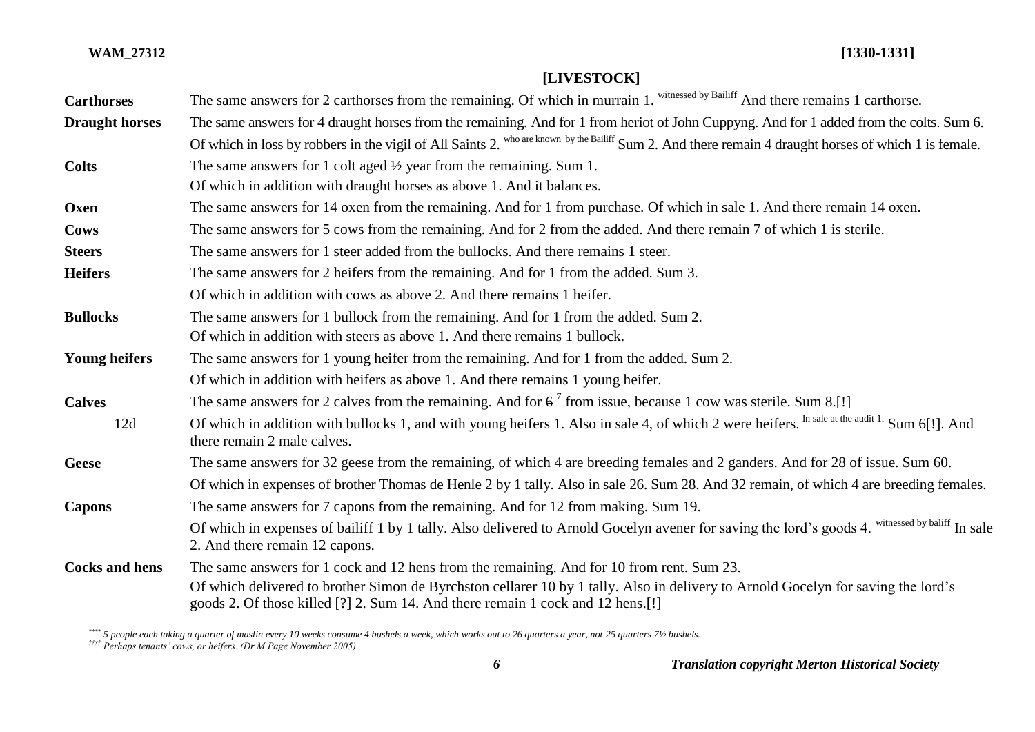## [LIVESTOCK]

| | |
|---|---|
| **Carthorses** | The same answers for 2 carthorses from the remaining. Of which in murrain 1. [witnessed by Bailiff] And there remains 1 carthorse. |
| **Draught horses** | The same answers for 4 draught horses from the remaining. And for 1 from heriot of John Cuppyng. And for 1 added from the colts. Sum 6. |
| | Of which in loss by robbers in the vigil of All Saints 2. [who are known by the Bailiff] Sum 2. And there remain 4 draught horses of which 1 is female. |
| **Colts** | The same answers for 1 colt aged ½ year from the remaining. Sum 1. Of which in addition with draught horses as above 1. And it balances. |
| **Oxen** | The same answers for 14 oxen from the remaining. And for 1 from purchase. Of which in sale 1. And there remain 14 oxen. |
| **Cows** | The same answers for 5 cows from the remaining. And for 2 from the added. And there remain 7 of which 1 is sterile. |
| **Steers** | The same answers for 1 steer added from the bullocks. And there remains 1 steer. |
| **Heifers** | The same answers for 2 heifers from the remaining. And for 1 from the added. Sum 3. |
| | Of which in addition with cows as above 2. And there remains 1 heifer. |
| **Bullocks** | The same answers for 1 bullock from the remaining. And for 1 from the added. Sum 2. Of which in addition with steers as above 1. And there remains 1 bullock. |
| **Young heifers** | The same answers for 1 young heifer from the remaining. And for 1 from the added. Sum 2. |
| | Of which in addition with heifers as above 1. And there remains 1 young heifer. |
| **Calves** | The same answers for 2 calves from the remaining. And for ~~6~~ [7] from issue, because 1 cow was sterile. Sum 8.[!] |
| 12d | Of which in addition with bullocks 1, and with young heifers 1. Also in sale 4, of which 2 were heifers. [In sale at the audit 1.] Sum 6[!]. And there remain 2 male calves. |
| **Geese** | The same answers for 32 geese from the remaining, of which 4 are breeding females and 2 ganders. And for 28 of issue. Sum 60. |
| | Of which in expenses of brother Thomas de Henle 2 by 1 tally. Also in sale 26. Sum 28. And 32 remain, of which 4 are breeding females. |
| **Capons** | The same answers for 7 capons from the remaining. And for 12 from making. Sum 19. |
| | Of which in expenses of bailiff 1 by 1 tally. Also delivered to Arnold Gocelyn avener for saving the lord's goods 4. [witnessed by baliff] In sale 2. And there remain 12 capons. |
| **Cocks and hens** | The same answers for 1 cock and 12 hens from the remaining. And for 10 from rent. Sum 23. |
| | Of which delivered to brother Simon de Byrchston cellarer 10 by 1 tally. Also in delivery to Arnold Gocelyn for saving the lord's goods 2. Of those killed [?] 2. Sum 14. And there remain 1 cock and 12 hens.[!] |

---

*\*\*\*\* 5 people each taking a quarter of maslin every 10 weeks consume 4 bushels a week, which works out to 26 quarters a year, not 25 quarters 7½ bushels.*

*†††† Perhaps tenants' cows, or heifers. (Dr M Page November 2005)*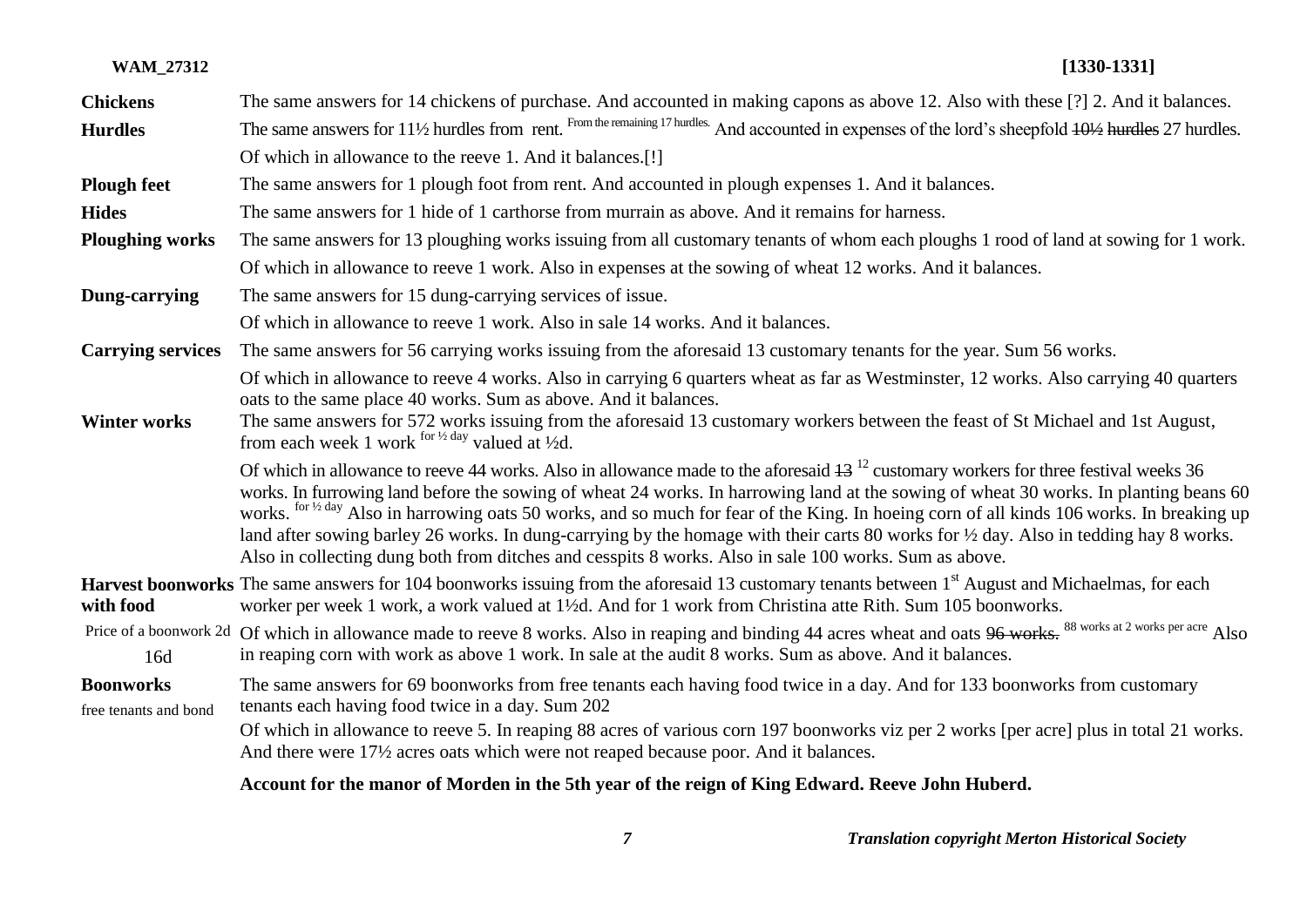| | |
|---|---|
| **Chickens** | The same answers for 14 chickens of purchase. And accounted in making capons as above 12. Also with these [?] 2. And it balances. |
| **Hurdles** | The same answers for 11½ hurdles from rent. From the remaining 17 hurdles. And accounted in expenses of the lord's sheepfold ~~10½ hurdles~~ 27 hurdles. |
| | Of which in allowance to the reeve 1. And it balances.[!] |
| **Plough feet** | The same answers for 1 plough foot from rent. And accounted in plough expenses 1. And it balances. |
| **Hides** | The same answers for 1 hide of 1 carthorse from murrain as above. And it remains for harness. |
| **Ploughing works** | The same answers for 13 ploughing works issuing from all customary tenants of whom each ploughs 1 rood of land at sowing for 1 work. |
| | Of which in allowance to reeve 1 work. Also in expenses at the sowing of wheat 12 works. And it balances. |
| **Dung-carrying** | The same answers for 15 dung-carrying services of issue. |
| | Of which in allowance to reeve 1 work. Also in sale 14 works. And it balances. |
| **Carrying services** | The same answers for 56 carrying works issuing from the aforesaid 13 customary tenants for the year. Sum 56 works. |
| | Of which in allowance to reeve 4 works. Also in carrying 6 quarters wheat as far as Westminster, 12 works. Also carrying 40 quarters oats to the same place 40 works. Sum as above. And it balances. |
| **Winter works** | The same answers for 572 works issuing from the aforesaid 13 customary workers between the feast of St Michael and 1st August, from each week 1 work for ½ day valued at ½d. |
| | Of which in allowance to reeve 44 works. Also in allowance made to the aforesaid ~~13~~ 12 customary workers for three festival weeks 36 works. In furrowing land before the sowing of wheat 24 works. In harrowing land at the sowing of wheat 30 works. In planting beans 60 works. for ½ day Also in harrowing oats 50 works, and so much for fear of the King. In hoeing corn of all kinds 106 works. In breaking up land after sowing barley 26 works. In dung-carrying by the homage with their carts 80 works for ½ day. Also in tedding hay 8 works. Also in collecting dung both from ditches and cesspits 8 works. Also in sale 100 works. Sum as above. |
| **Harvest boonworks with food** | The same answers for 104 boonworks issuing from the aforesaid 13 customary tenants between 1st August and Michaelmas, for each worker per week 1 work, a work valued at 1½d. And for 1 work from Christina atte Rith. Sum 105 boonworks. |
| Price of a boonwork 2d<br>16d | Of which in allowance made to reeve 8 works. Also in reaping and binding 44 acres wheat and oats ~~96 works.~~ 88 works at 2 works per acre Also in reaping corn with work as above 1 work. In sale at the audit 8 works. Sum as above. And it balances. |
| **Boonworks**<br>free tenants and bond | The same answers for 69 boonworks from free tenants each having food twice in a day. And for 133 boonworks from customary tenants each having food twice in a day. Sum 202 |
| | Of which in allowance to reeve 5. In reaping 88 acres of various corn 197 boonworks viz per 2 works [per acre] plus in total 21 works. And there were 17½ acres oats which were not reaped because poor. And it balances. |

**Account for the manor of Morden in the 5th year of the reign of King Edward. Reeve John Huberd.**